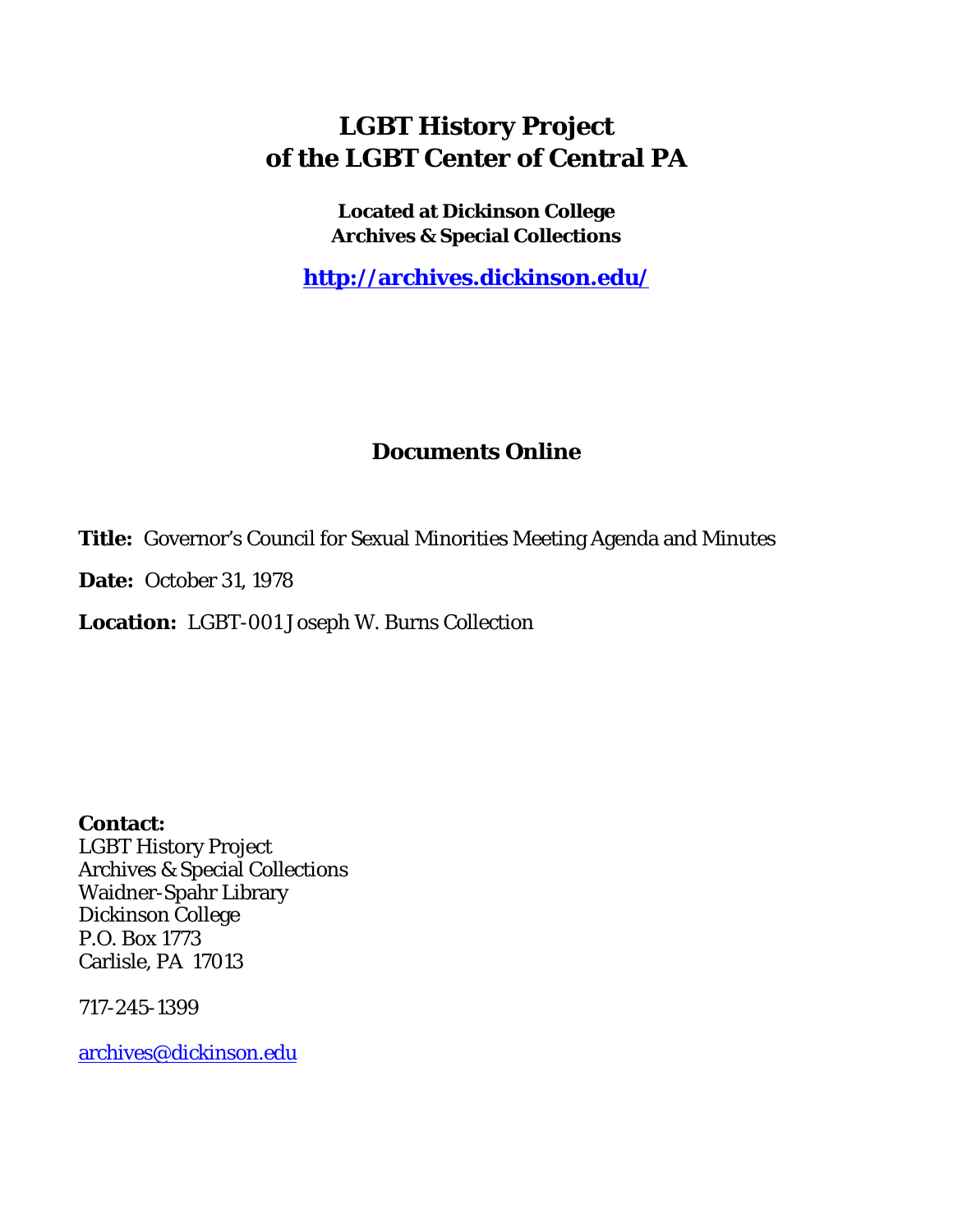# LGBT History Project
# of the LGBT Center of Central PA

**Located at Dickinson College**
**Archives & Special Collections**

**http://archives.dickinson.edu/**

## Documents Online

**Title:** Governor's Council for Sexual Minorities Meeting Agenda and Minutes

**Date:** October 31, 1978

**Location:** LGBT-001 Joseph W. Burns Collection

**Contact:**
LGBT History Project
Archives & Special Collections
Waidner-Spahr Library
Dickinson College
P.O. Box 1773
Carlisle, PA 17013

717-245-1399

archives@dickinson.edu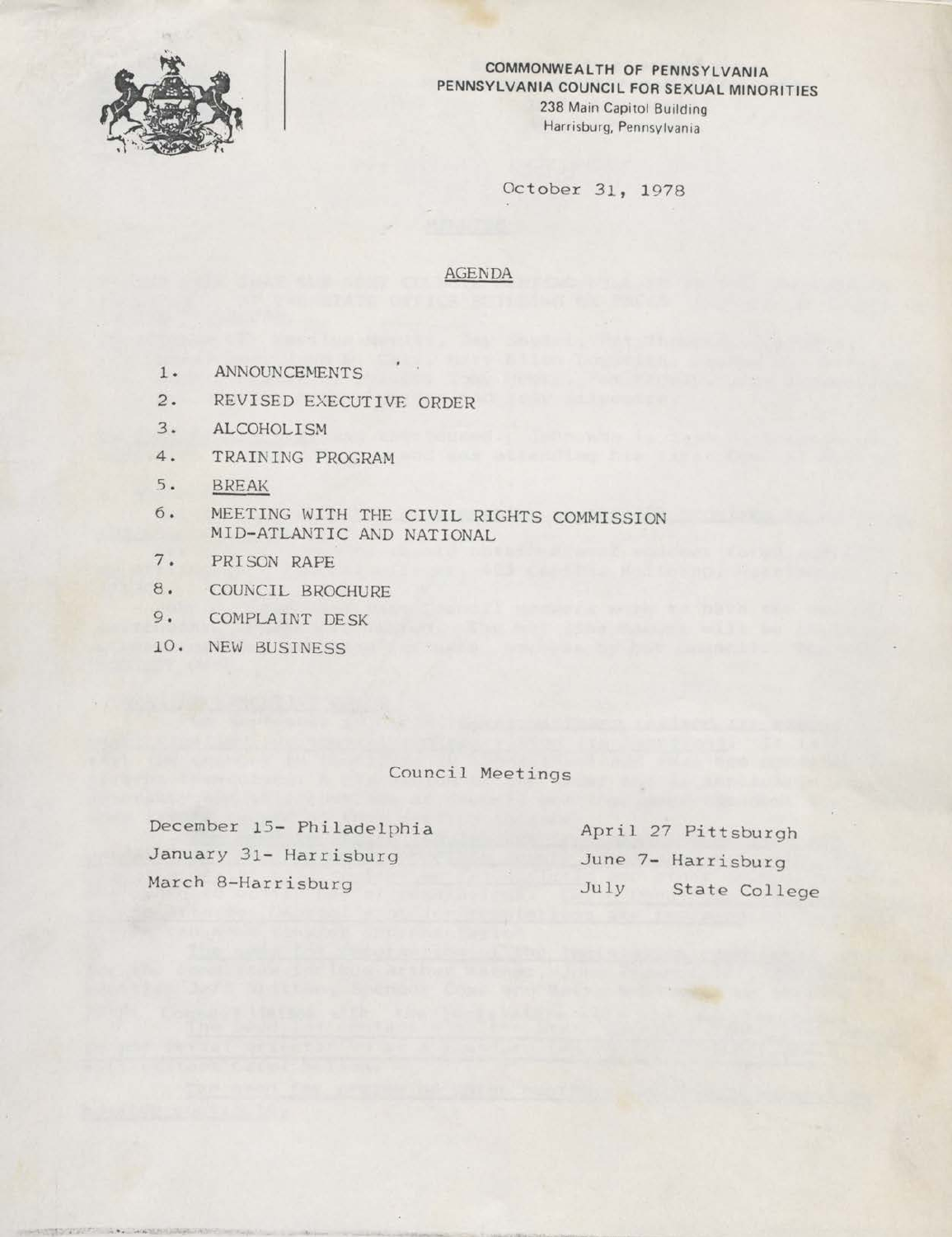**COMMONWEALTH OF PENNSYLVANIA**
**PENNSYLVANIA COUNCIL FOR SEXUAL MINORITIES**
238 Main Capitol Building
Harrisburg, Pennsylvania

October 31, 1978

## AGENDA

1. ANNOUNCEMENTS
2. REVISED EXECUTIVE ORDER
3. ALCOHOLISM
4. TRAINING PROGRAM
5. BREAK
6. MEETING WITH THE CIVIL RIGHTS COMMISSION MID-ATLANTIC AND NATIONAL
7. PRISON RAPE
8. COUNCIL BROCHURE
9. COMPLAINT DESK
10. NEW BUSINESS

Council Meetings

December 15- Philadelphia
January 31- Harrisburg
March 8-Harrisburg
April 27 Pittsburgh
June 7- Harrisburg
July State College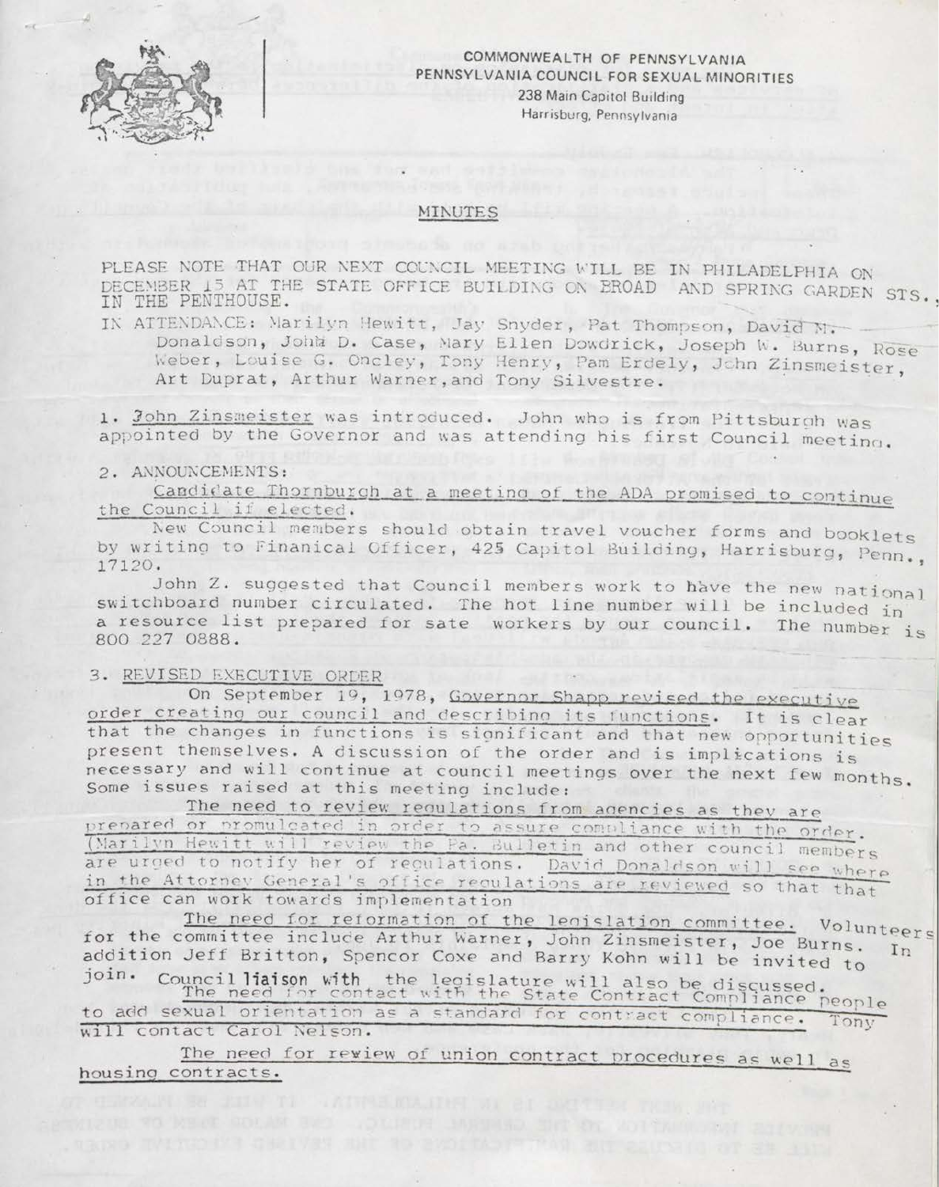COMMONWEALTH OF PENNSYLVANIA
PENNSYLVANIA COUNCIL FOR SEXUAL MINORITIES
238 Main Capitol Building
Harrisburg, Pennsylvania

# MINUTES

PLEASE NOTE THAT OUR NEXT COUNCIL MEETING WILL BE IN PHILADELPHIA ON DECEMBER 15 AT THE STATE OFFICE BUILDING ON BROAD AND SPRING GARDEN STS., IN THE PENTHOUSE.

IN ATTENDANCE: Marilyn Hewitt, Jay Snyder, Pat Thompson, David N. Donaldson, John D. Case, Mary Ellen Dowdrick, Joseph W. Burns, Rose Weber, Louise G. Oncley, Tony Henry, Pam Erdely, John Zinsmeister, Art Duprat, Arthur Warner, and Tony Silvestre.

1. John Zinsmeister was introduced. John who is from Pittsburgh was appointed by the Governor and was attending his first Council meeting.

2. ANNOUNCEMENTS:

Candidate Thornburgh at a meeting of the ADA promised to continue the Council if elected.

New Council members should obtain travel voucher forms and booklets by writing to Finanical Officer, 425 Capitol Building, Harrisburg, Penn., 17120.

John Z. suggested that Council members work to have the new national switchboard number circulated. The hot line number will be included in a resource list prepared for sate workers by our council. The number is 800 227 0888.

3. REVISED EXECUTIVE ORDER

On September 19, 1978, Governor Shapp revised the executive order creating our council and describing its functions. It is clear that the changes in functions is significant and that new opportunities present themselves. A discussion of the order and is implications is necessary and will continue at council meetings over the next few months. Some issues raised at this meeting include:

The need to review regulations from agencies as they are prepared or promulgated in order to assure compliance with the order. (Marilyn Hewitt will review the Pa. Bulletin and other council members are urged to notify her of regulations. David Donaldson will see where in the Attorney General's office regulations are reviewed so that that office can work towards implementation

The need for reformation of the legislation committee. Volunteers for the committee include Arthur Warner, John Zinsmeister, Joe Burns. In addition Jeff Britton, Spencor Coxe and Barry Kohn will be invited to join. Council liaison with the legislature will also be discussed.

The need for contact with the State Contract Compliance people to add sexual orientation as a standard for contract compliance. Tony will contact Carol Nelson.

The need for review of union contract procedures as well as housing contracts.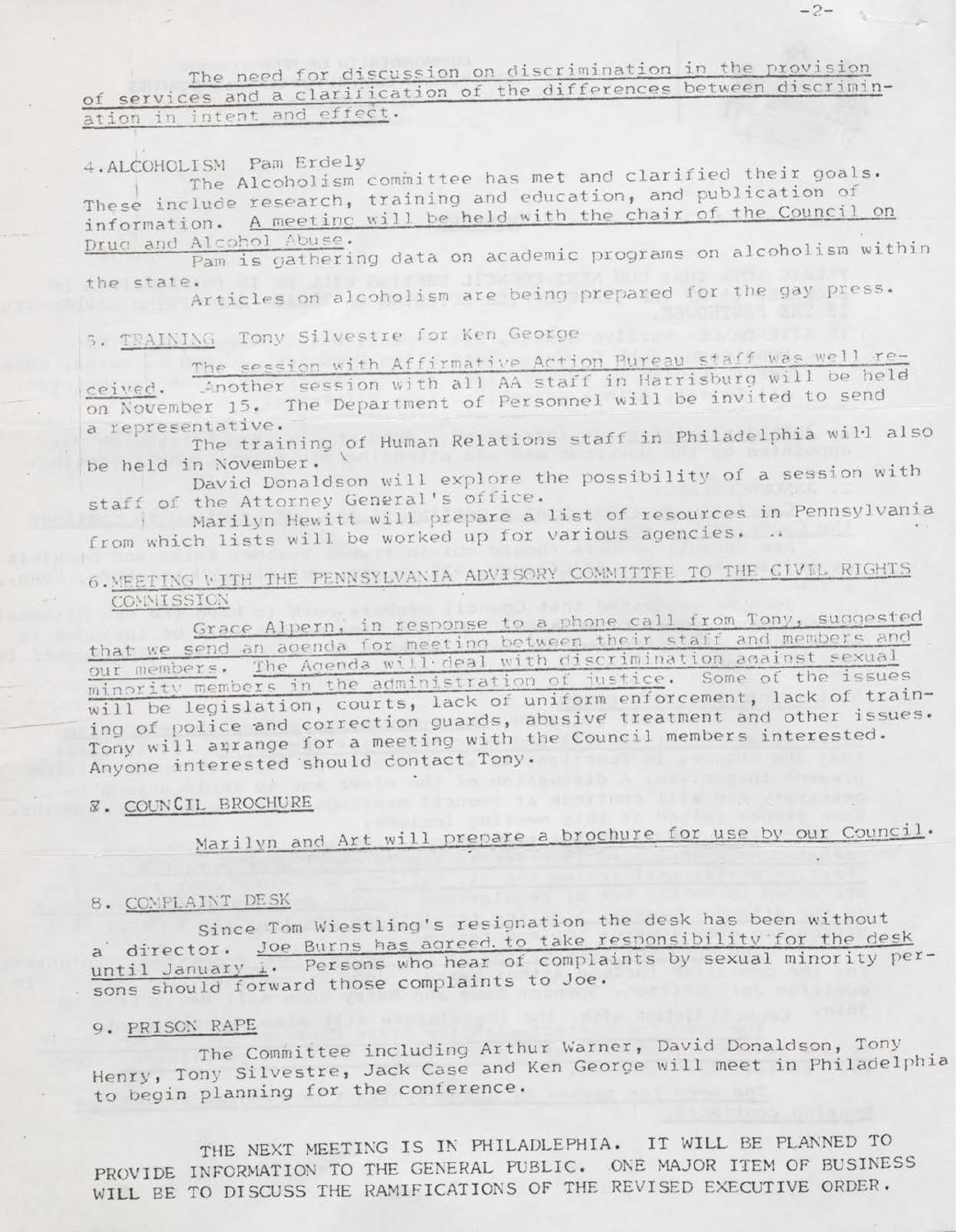The need for discussion on discrimination in the provision of services and a clarification of the differences between discrimination in intent and effect.

4. ALCOHOLISM Pam Erdely

The Alcoholism committee has met and clarified their goals. These include research, training and education, and publication of information. A meeting will be held with the chair of the Council on Drug and Alcohol Abuse.

Pam is gathering data on academic programs on alcoholism within the state.

Articles on alcoholism are being prepared for the gay press.

5. TRAINING Tony Silvestre for Ken George

The session with Affirmative Action Bureau staff was well received. Another session with all AA staff in Harrisburg will be held on November 15. The Department of Personnel will be invited to send a representative.

The training of Human Relations staff in Philadelphia will also be held in November.

David Donaldson will explore the possibility of a session with staff of the Attorney General's office.

Marilyn Hewitt will prepare a list of resources in Pennsylvania from which lists will be worked up for various agencies.

6. MEETING WITH THE PENNSYLVANIA ADVISORY COMMITTEE TO THE CIVIL RIGHTS COMMISSION

Grace Alpern, in response to a phone call from Tony, suggested that we send an agenda for meeting between their staff and members and our members. The Agenda will deal with discrimination against sexual minority members in the administration of justice. Some of the issues will be legislation, courts, lack of uniform enforcement, lack of training of police and correction guards, abusive treatment and other issues. Tony will arrange for a meeting with the Council members interested. Anyone interested should contact Tony.

7. COUNCIL BROCHURE

Marilyn and Art will prepare a brochure for use by our Council.

8. COMPLAINT DESK

Since Tom Wiestling's resignation the desk has been without a director. Joe Burns has agreed to take responsibility for the desk until January 1. Persons who hear of complaints by sexual minority persons should forward those complaints to Joe.

9. PRISON RAPE

The Committee including Arthur Warner, David Donaldson, Tony Henry, Tony Silvestre, Jack Case and Ken George will meet in Philadelphia to begin planning for the conference.

THE NEXT MEETING IS IN PHILADLEPHIA. IT WILL BE PLANNED TO PROVIDE INFORMATION TO THE GENERAL PUBLIC. ONE MAJOR ITEM OF BUSINESS WILL BE TO DISCUSS THE RAMIFICATIONS OF THE REVISED EXECUTIVE ORDER.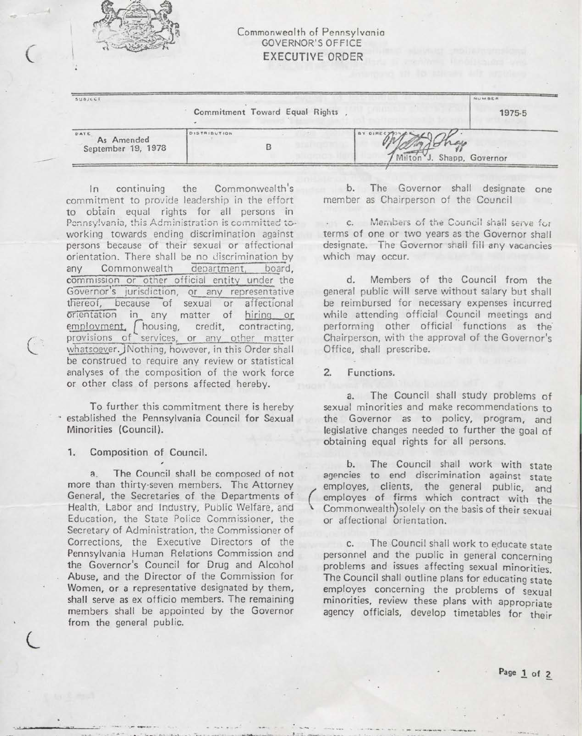Commonwealth of Pennsylvania
GOVERNOR'S OFFICE

# EXECUTIVE ORDER

| SUBJECT | | NUMBER |
|---|---|---|
| Commitment Toward Equal Rights | | 1975-5 |
| DATE: As Amended September 19, 1978 | DISTRIBUTION: B | BY DIRECTION OF: Milton J. Shapp, Governor |

In continuing the Commonwealth's commitment to provide leadership in the effort to obtain equal rights for all persons in Pennsylvania, this Administration is committed to working towards ending discrimination against persons because of their sexual or affectional orientation. There shall be no discrimination by any Commonwealth department, board, commission or other official entity under the Governor's jurisdiction, or any representative thereof, because of sexual or affectional orientation in any matter of hiring or employment, housing, credit, contracting, provisions of services, or any other matter whatsoever. Nothing, however, in this Order shall be construed to require any review or statistical analyses of the composition of the work force or other class of persons affected hereby.

To further this commitment there is hereby established the Pennsylvania Council for Sexual Minorities (Council).

1. Composition of Council.

a. The Council shall be composed of not more than thirty-seven members. The Attorney General, the Secretaries of the Departments of Health, Labor and Industry, Public Welfare, and Education, the State Police Commissioner, the Secretary of Administration, the Commissioner of Corrections, the Executive Directors of the Pennsylvania Human Relations Commission and the Governor's Council for Drug and Alcohol Abuse, and the Director of the Commission for Women, or a representative designated by them, shall serve as ex officio members. The remaining members shall be appointed by the Governor from the general public.

b. The Governor shall designate one member as Chairperson of the Council

c. Members of the Council shall serve for terms of one or two years as the Governor shall designate. The Governor shall fill any vacancies which may occur.

d. Members of the Council from the general public will serve without salary but shall be reimbursed for necessary expenses incurred while attending official Council meetings and performing other official functions as the Chairperson, with the approval of the Governor's Office, shall prescribe.

2. Functions.

a. The Council shall study problems of sexual minorities and make recommendations to the Governor as to policy, program, and legislative changes needed to further the goal of obtaining equal rights for all persons.

b. The Council shall work with state agencies to end discrimination against state employes, clients, the general public, and employes of firms which contract with the Commonwealth solely on the basis of their sexual or affectional orientation.

c. The Council shall work to educate state personnel and the public in general concerning problems and issues affecting sexual minorities. The Council shall outline plans for educating state employes concerning the problems of sexual minorities, review these plans with appropriate agency officials, develop timetables for their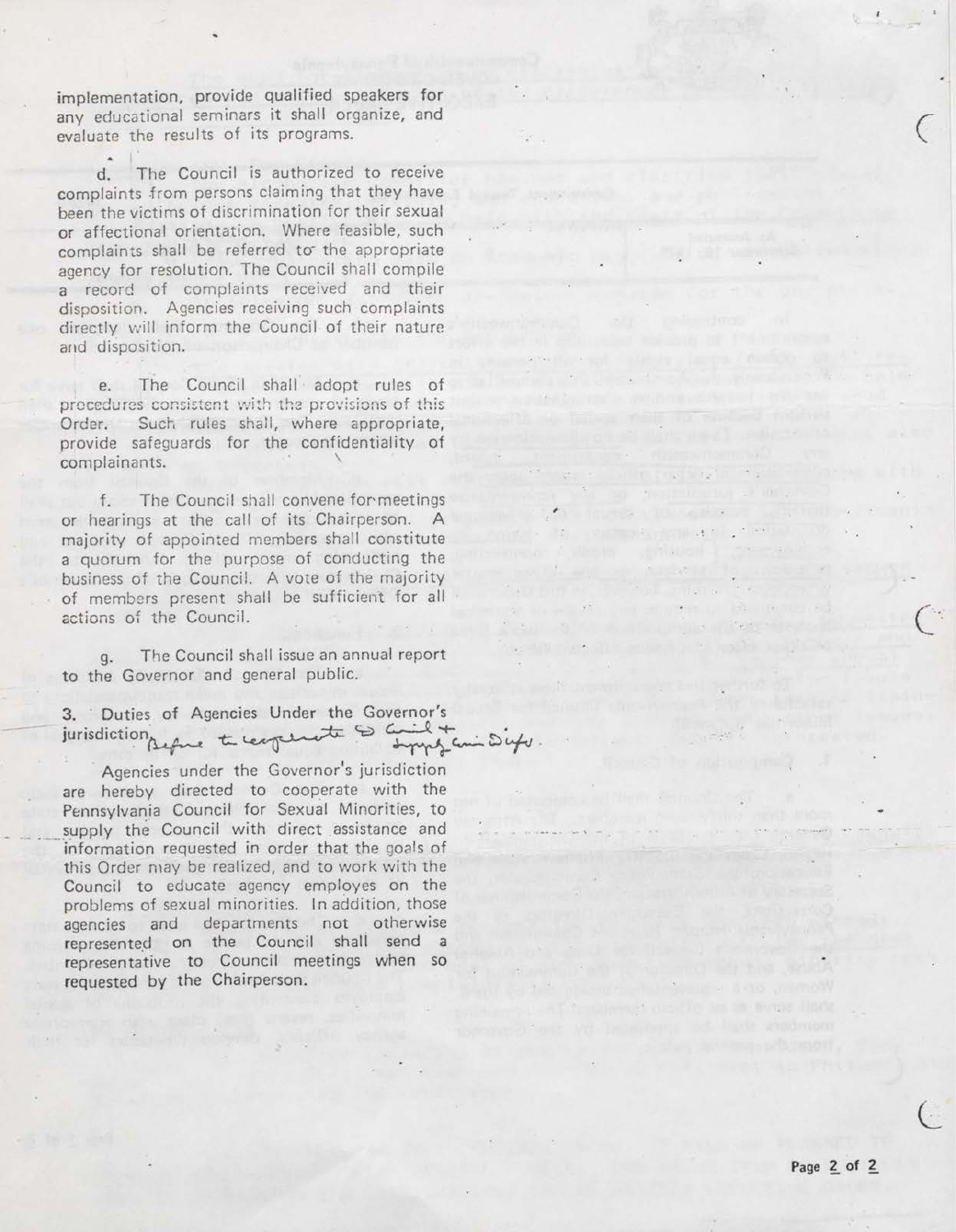implementation, provide qualified speakers for any educational seminars it shall organize, and evaluate the results of its programs.

d. The Council is authorized to receive complaints from persons claiming that they have been the victims of discrimination for their sexual or affectional orientation. Where feasible, such complaints shall be referred to the appropriate agency for resolution. The Council shall compile a record of complaints received and their disposition. Agencies receiving such complaints directly will inform the Council of their nature and disposition.

e. The Council shall adopt rules of procedures consistent with the provisions of this Order. Such rules shall, where appropriate, provide safeguards for the confidentiality of complainants.

f. The Council shall convene for meetings or hearings at the call of its Chairperson. A majority of appointed members shall constitute a quorum for the purpose of conducting the business of the Council. A vote of the majority of members present shall be sufficient for all actions of the Council.

g. The Council shall issue an annual report to the Governor and general public.

3. Duties of Agencies Under the Governor's jurisdiction Before the recipients to Council + Appropriate Dept.

Agencies under the Governor's jurisdiction are hereby directed to cooperate with the Pennsylvania Council for Sexual Minorities, to supply the Council with direct assistance and information requested in order that the goals of this Order may be realized, and to work with the Council to educate agency employes on the problems of sexual minorities. In addition, those agencies and departments not otherwise represented on the Council shall send a representative to Council meetings when so requested by the Chairperson.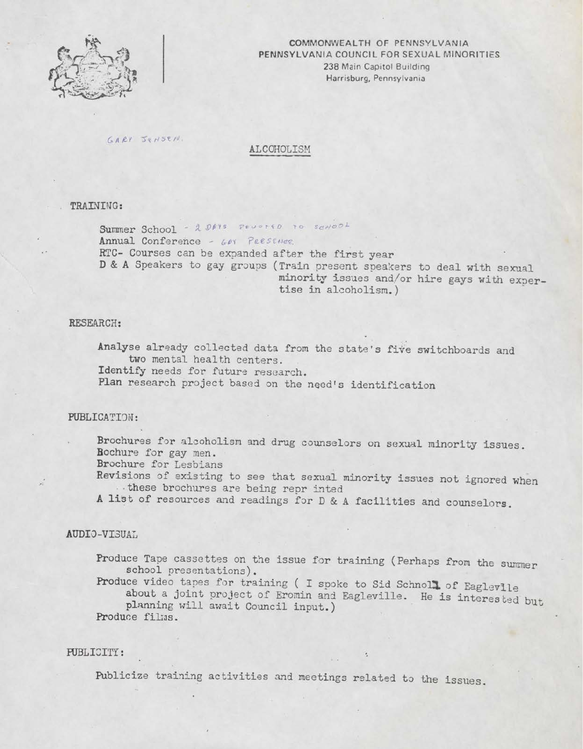COMMONWEALTH OF PENNSYLVANIA
PENNSYLVANIA COUNCIL FOR SEXUAL MINORITIES
238 Main Capitol Building
Harrisburg, Pennsylvania

GARY JENSEN.

# ALCOHOLISM

## TRAINING:

Summer School - 2 DAYS DEVOTED TO SCHOOL
Annual Conference - GAY PRESENCE
RTC- Courses can be expanded after the first year
D & A Speakers to gay groups (Train present speakers to deal with sexual minority issues and/or hire gays with expertise in alcoholism.)

## RESEARCH:

Analyse already collected data from the state's five switchboards and two mental health centers.
Identify needs for future research.
Plan research project based on the need's identification

## PUBLICATION:

Brochures for alcoholism and drug counselors on sexual minority issues.
Bochure for gay men.
Brochure for Lesbians
Revisions of existing to see that sexual minority issues not ignored when these brochures are being repr inted
A list of resources and readings for D & A facilities and counselors.

## AUDIO-VISUAL

Produce Tape cassettes on the issue for training (Perhaps from the summer school presentations).
Produce video tapes for training ( I spoke to Sid Schnoll of Eaglevlle about a joint project of Eromin and Eagleville. He is interested but planning will await Council input.)
Produce films.

## PUBLICITY:

Publicize training activities and meetings related to the issues.